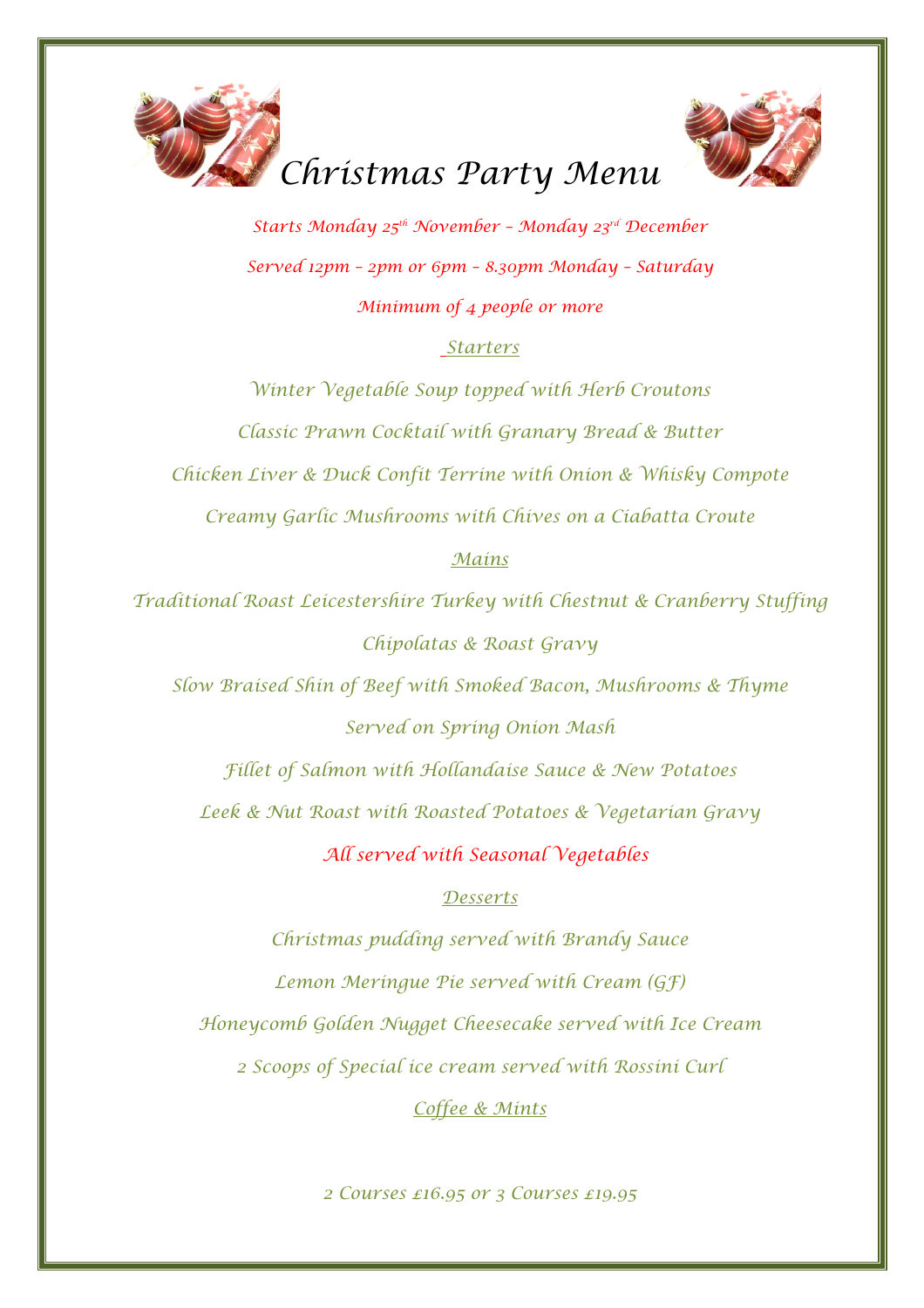# Christmas Party Menu

*Starts Monday 25th November – Monday 23rd December*

*Served 12pm – 2pm or 6pm – 8.30pm Monday – Saturday*

*Minimum of 4 people or more*

## Starters

*Winter Vegetable Soup topped with Herb Croutons*

*Classic Prawn Cocktail with Granary Bread & Butter*

*Chicken Liver & Duck Confit Terrine with Onion & Whisky Compote*

*Creamy Garlic Mushrooms with Chives on a Ciabatta Croute*

## Mains

*Traditional Roast Leicestershire Turkey with Chestnut & Cranberry Stuffing*

*Chipolatas & Roast Gravy*

*Slow Braised Shin of Beef with Smoked Bacon, Mushrooms & Thyme*

*Served on Spring Onion Mash*

*Fillet of Salmon with Hollandaise Sauce & New Potatoes*

*Leek & Nut Roast with Roasted Potatoes & Vegetarian Gravy*

*All served with Seasonal Vegetables*

## Desserts

*Christmas pudding served with Brandy Sauce*

*Lemon Meringue Pie served with Cream (GF)*

*Honeycomb Golden Nugget Cheesecake served with Ice Cream*

*2 Scoops of Special ice cream served with Rossini Curl*

## Coffee & Mints

*2 Courses £16.95 or 3 Courses £19.95*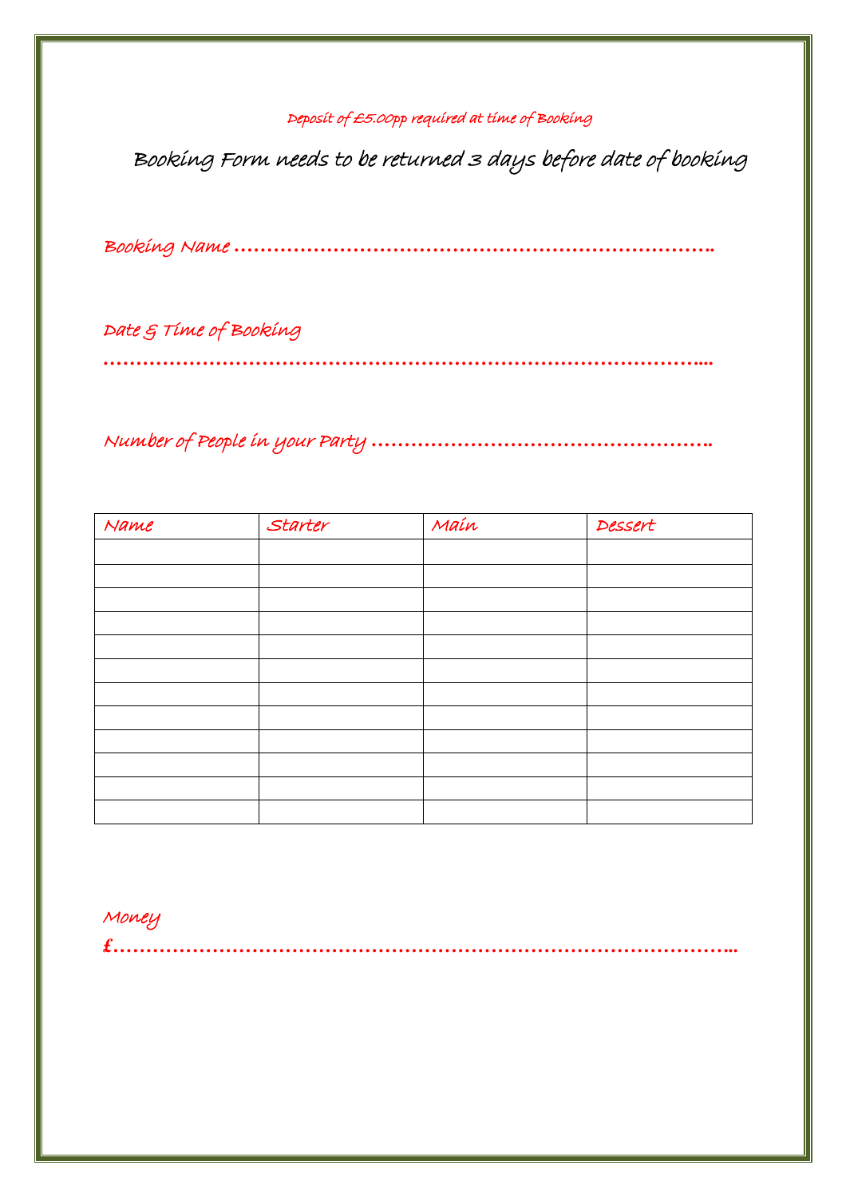Deposit of £5.00pp required at time of Booking

Booking Form needs to be returned 3 days before date of booking

Booking Name ………………………………………………………………………..

Date & Time of Booking

………………………………………………………………………………………....

Number of People in your Party ……………………………………………..

| Name | Starter | Main | Dessert |
|---|---|---|---|
| | | | |
| | | | |
| | | | |
| | | | |
| | | | |
| | | | |
| | | | |
| | | | |
| | | | |
| | | | |
| | | | |
| | | | |

Money

£……………………………………………………………………………………...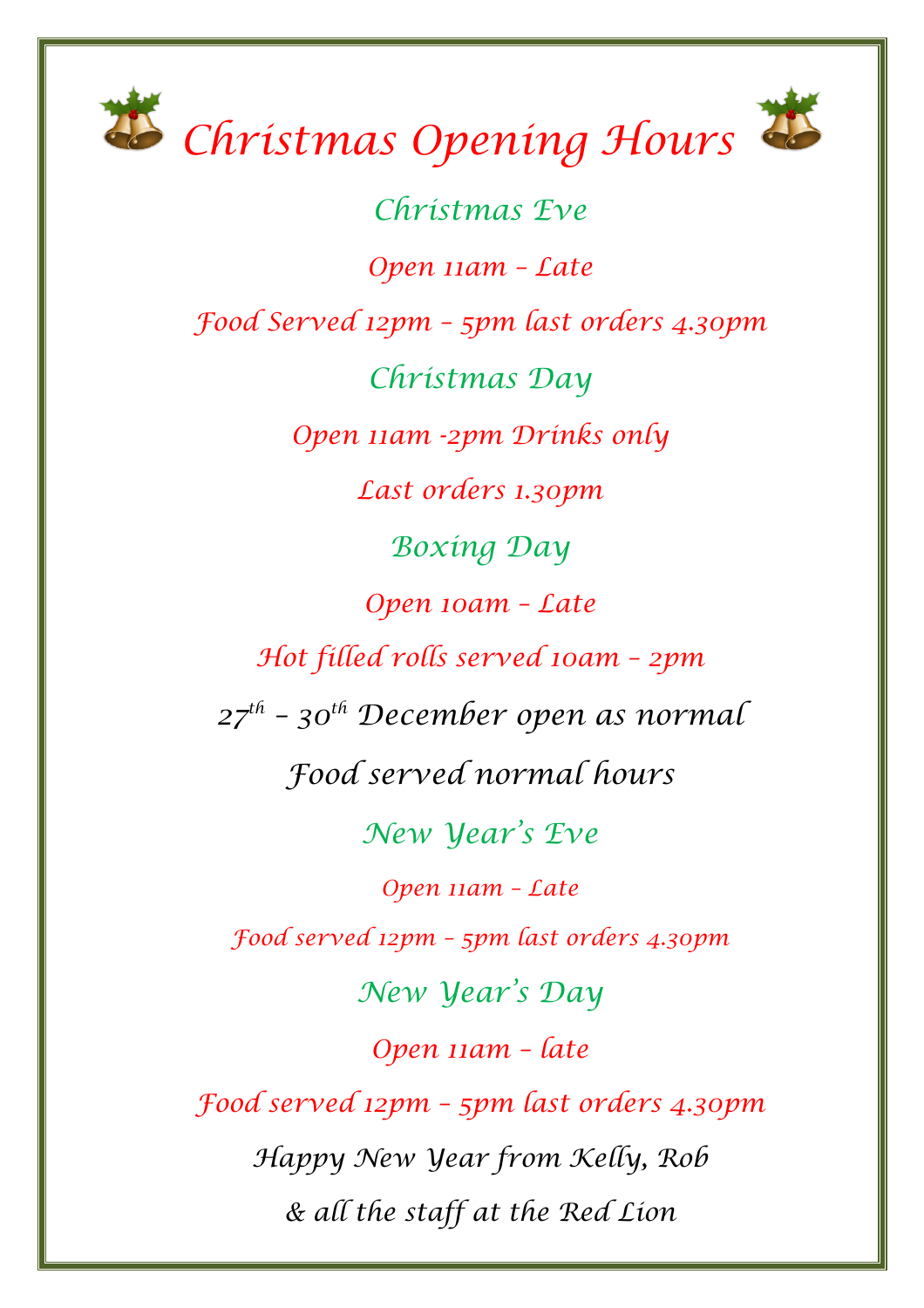# Christmas Opening Hours

## Christmas Eve

Open 11am – Late

Food Served 12pm – 5pm last orders 4.30pm

## Christmas Day

Open 11am -2pm Drinks only

Last orders 1.30pm

## Boxing Day

Open 10am – Late

Hot filled rolls served 10am – 2pm

27th – 30th December open as normal

Food served normal hours

## New Year's Eve

Open 11am – Late

Food served 12pm – 5pm last orders 4.30pm

## New Year's Day

Open 11am – late

Food served 12pm – 5pm last orders 4.30pm

Happy New Year from Kelly, Rob

& all the staff at the Red Lion